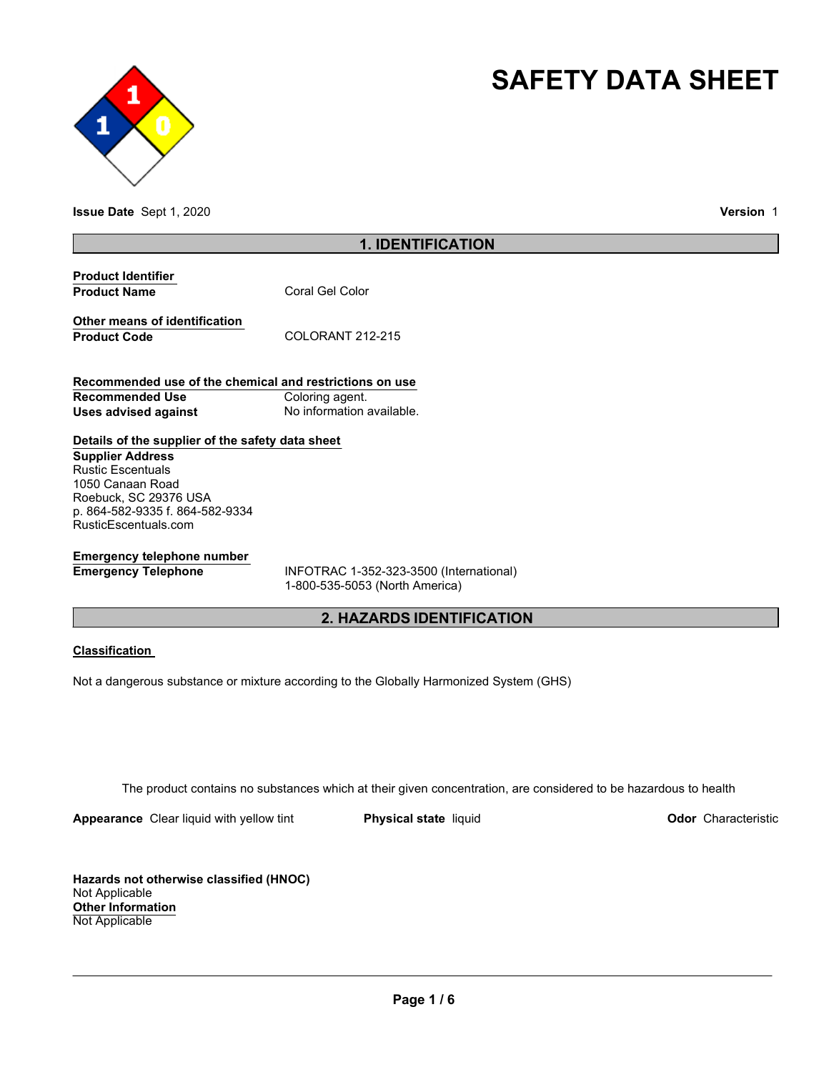# SAFETY DATA SHEET

**Issue Date** Sept 1, 2020

**Version** 1

## 1. IDENTIFICATION

**Product Identifier**

| | |
|---|---|
| **Product Name** | Coral Gel Color |

**Other means of identification**

| | |
|---|---|
| **Product Code** | COLORANT 212-215 |

**Recommended use of the chemical and restrictions on use**

| | |
|---|---|
| **Recommended Use** | Coloring agent. |
| **Uses advised against** | No information available. |

**Details of the supplier of the safety data sheet**

**Supplier Address**
Rustic Escentuals
1050 Canaan Road
Roebuck, SC 29376 USA
p. 864-582-9335 f. 864-582-9334
RusticEscentuals.com

**Emergency telephone number**

| | |
|---|---|
| **Emergency Telephone** | INFOTRAC 1-352-323-3500 (International)<br>1-800-535-5053 (North America) |

## 2. HAZARDS IDENTIFICATION

**Classification**

Not a dangerous substance or mixture according to the Globally Harmonized System (GHS)

The product contains no substances which at their given concentration, are considered to be hazardous to health

**Appearance** Clear liquid with yellow tint **Physical state** liquid **Odor** Characteristic

**Hazards not otherwise classified (HNOC)**
Not Applicable

**Other Information**
Not Applicable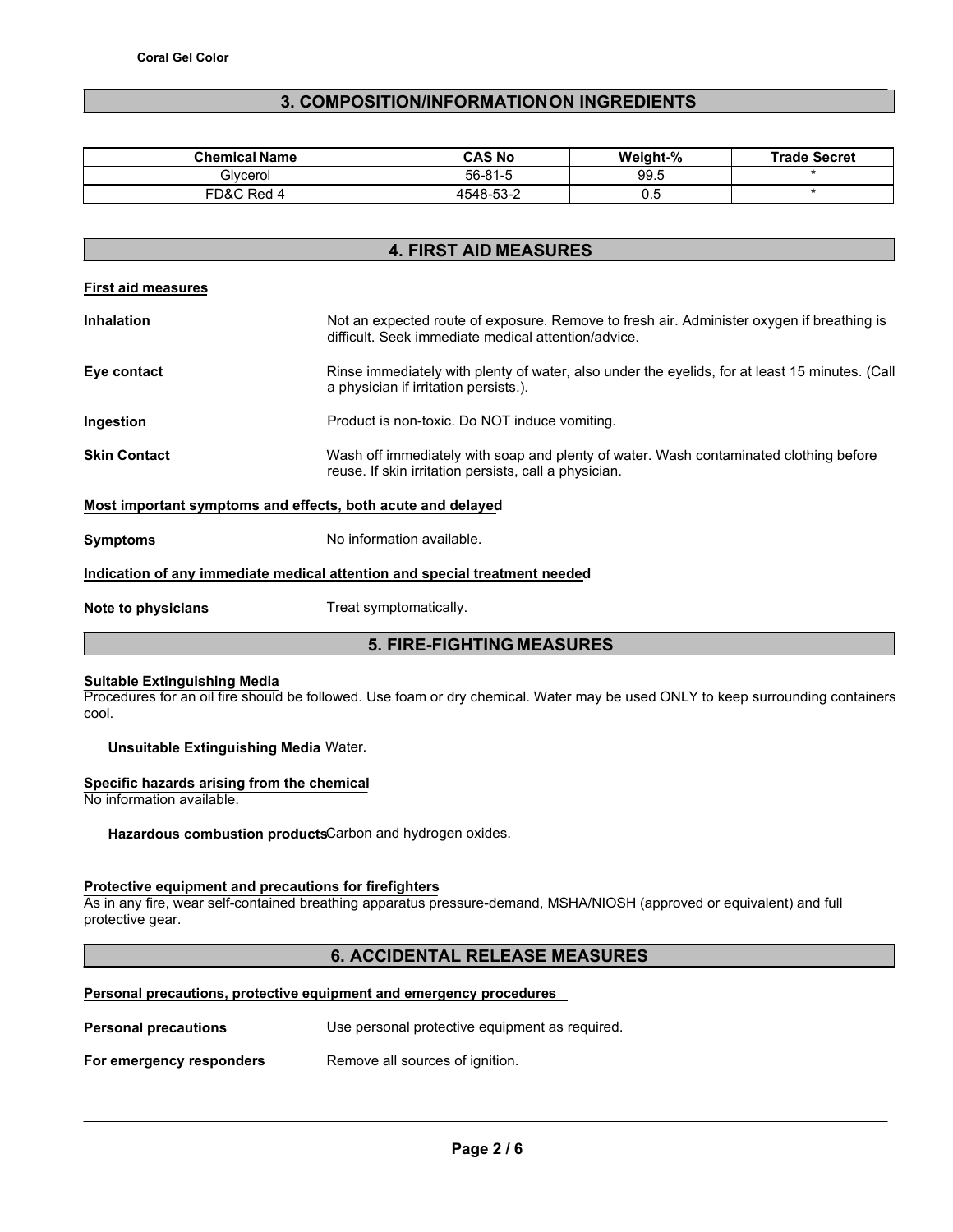## 3. COMPOSITION/INFORMATION ON INGREDIENTS

| Chemical Name | CAS No | Weight-% | Trade Secret |
|---|---|---|---|
| Glycerol | 56-81-5 | 99.5 | * |
| FD&C Red 4 | 4548-53-2 | 0.5 | * |

## 4. FIRST AID MEASURES

**First aid measures**

**Inhalation** Not an expected route of exposure. Remove to fresh air. Administer oxygen if breathing is difficult. Seek immediate medical attention/advice.

**Eye contact** Rinse immediately with plenty of water, also under the eyelids, for at least 15 minutes. (Call a physician if irritation persists.).

**Ingestion** Product is non-toxic. Do NOT induce vomiting.

**Skin Contact** Wash off immediately with soap and plenty of water. Wash contaminated clothing before reuse. If skin irritation persists, call a physician.

**Most important symptoms and effects, both acute and delayed**

**Symptoms** No information available.

**Indication of any immediate medical attention and special treatment needed**

**Note to physicians** Treat symptomatically.

## 5. FIRE-FIGHTING MEASURES

**Suitable Extinguishing Media**

Procedures for an oil fire should be followed. Use foam or dry chemical. Water may be used ONLY to keep surrounding containers cool.

**Unsuitable Extinguishing Media** Water.

**Specific hazards arising from the chemical**

No information available.

**Hazardous combustion products** Carbon and hydrogen oxides.

**Protective equipment and precautions for firefighters**

As in any fire, wear self-contained breathing apparatus pressure-demand, MSHA/NIOSH (approved or equivalent) and full protective gear.

## 6. ACCIDENTAL RELEASE MEASURES

**Personal precautions, protective equipment and emergency procedures**

**Personal precautions** Use personal protective equipment as required.

**For emergency responders** Remove all sources of ignition.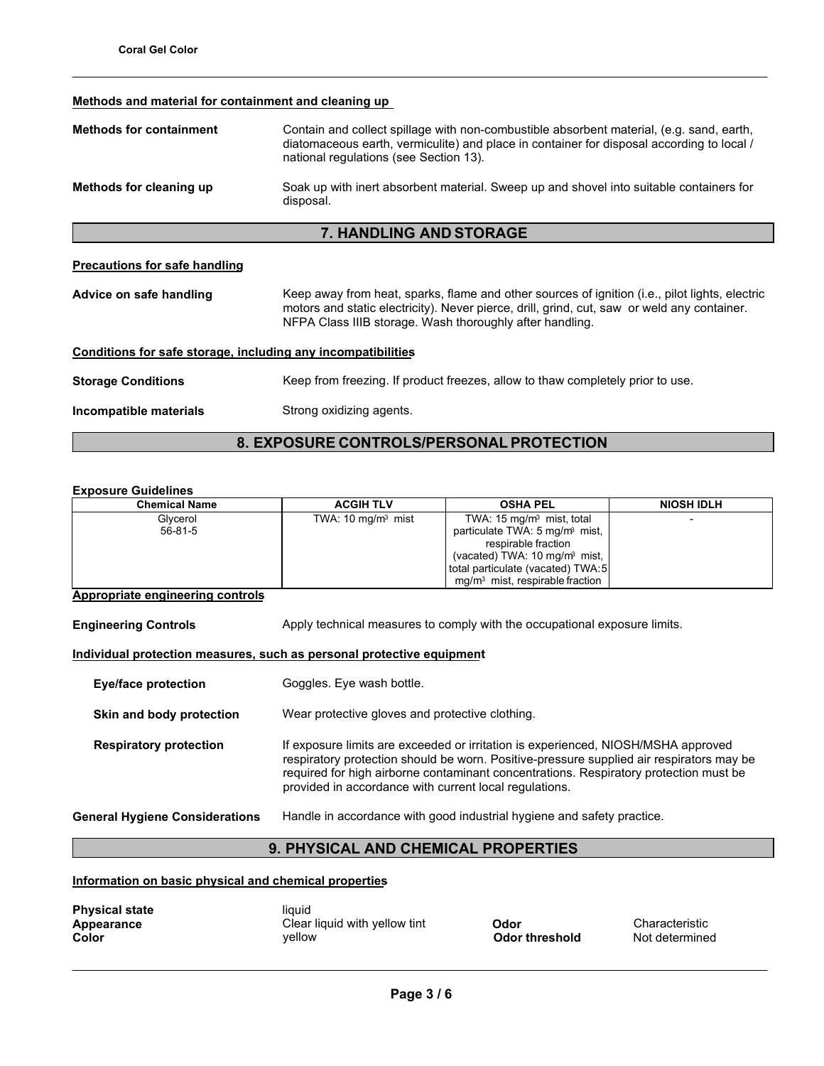#### Methods and material for containment and cleaning up

**Methods for containment** Contain and collect spillage with non-combustible absorbent material, (e.g. sand, earth, diatomaceous earth, vermiculite) and place in container for disposal according to local / national regulations (see Section 13).

**Methods for cleaning up** Soak up with inert absorbent material. Sweep up and shovel into suitable containers for disposal.

## 7. HANDLING AND STORAGE

#### Precautions for safe handling

**Advice on safe handling** Keep away from heat, sparks, flame and other sources of ignition (i.e., pilot lights, electric motors and static electricity). Never pierce, drill, grind, cut, saw or weld any container. NFPA Class IIIB storage. Wash thoroughly after handling.

#### Conditions for safe storage, including any incompatibilities

**Storage Conditions** Keep from freezing. If product freezes, allow to thaw completely prior to use.

**Incompatible materials** Strong oxidizing agents.

## 8. EXPOSURE CONTROLS/PERSONAL PROTECTION

**Exposure Guidelines**

| Chemical Name | ACGIH TLV | OSHA PEL | NIOSH IDLH |
|---|---|---|---|
| Glycerol 56-81-5 | TWA: 10 mg/m³ mist | TWA: 15 mg/m³ mist, total particulate TWA: 5 mg/m³ mist, respirable fraction (vacated) TWA: 10 mg/m³ mist, total particulate (vacated) TWA: 5 mg/m³ mist, respirable fraction | - |

#### Appropriate engineering controls

**Engineering Controls** Apply technical measures to comply with the occupational exposure limits.

#### Individual protection measures, such as personal protective equipment

**Eye/face protection** Goggles. Eye wash bottle.

**Skin and body protection** Wear protective gloves and protective clothing.

**Respiratory protection** If exposure limits are exceeded or irritation is experienced, NIOSH/MSHA approved respiratory protection should be worn. Positive-pressure supplied air respirators may be required for high airborne contaminant concentrations. Respiratory protection must be provided in accordance with current local regulations.

**General Hygiene Considerations** Handle in accordance with good industrial hygiene and safety practice.

## 9. PHYSICAL AND CHEMICAL PROPERTIES

#### Information on basic physical and chemical properties

**Physical state** liquid
**Appearance** Clear liquid with yellow tint
**Color** yellow
**Odor** Characteristic
**Odor threshold** Not determined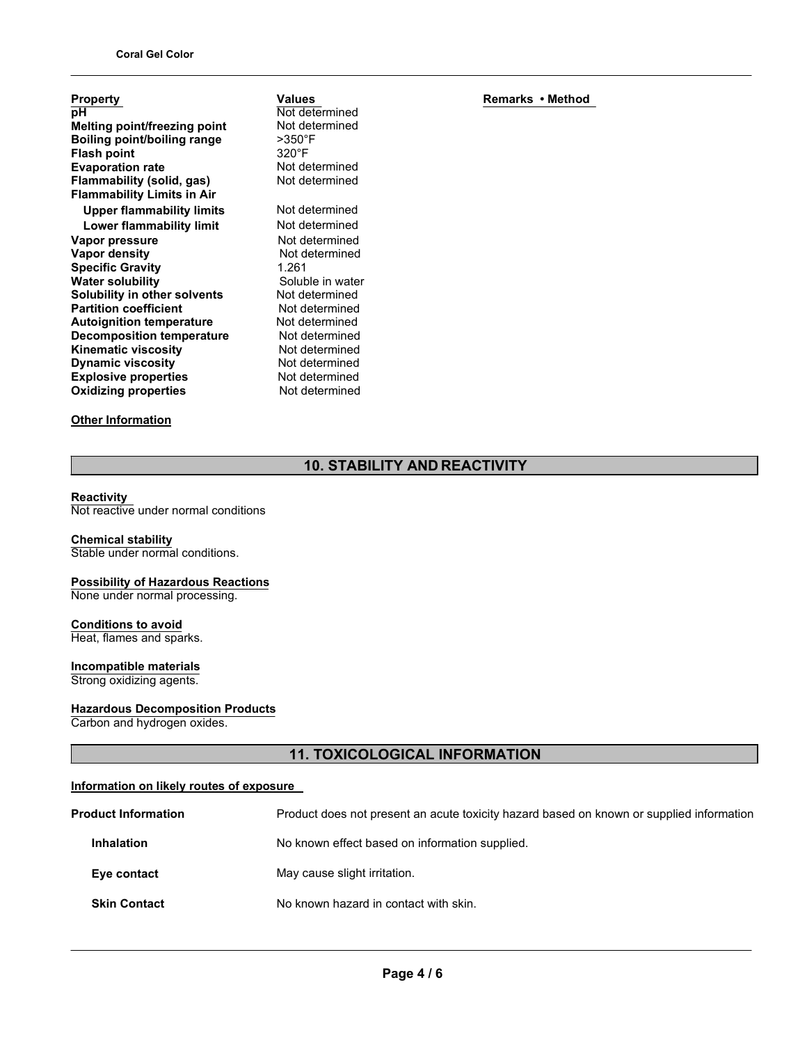| Property | Values | Remarks • Method |
|---|---|---|
| **pH** | Not determined | |
| **Melting point/freezing point** | Not determined | |
| **Boiling point/boiling range** | >350°F | |
| **Flash point** | 320°F | |
| **Evaporation rate** | Not determined | |
| **Flammability (solid, gas)** | Not determined | |
| **Flammability Limits in Air** | | |
| **Upper flammability limits** | Not determined | |
| **Lower flammability limit** | Not determined | |
| **Vapor pressure** | Not determined | |
| **Vapor density** | Not determined | |
| **Specific Gravity** | 1.261 | |
| **Water solubility** | Soluble in water | |
| **Solubility in other solvents** | Not determined | |
| **Partition coefficient** | Not determined | |
| **Autoignition temperature** | Not determined | |
| **Decomposition temperature** | Not determined | |
| **Kinematic viscosity** | Not determined | |
| **Dynamic viscosity** | Not determined | |
| **Explosive properties** | Not determined | |
| **Oxidizing properties** | Not determined | |

**Other Information**

## 10. STABILITY AND REACTIVITY

**Reactivity**
Not reactive under normal conditions

**Chemical stability**
Stable under normal conditions.

**Possibility of Hazardous Reactions**
None under normal processing.

**Conditions to avoid**
Heat, flames and sparks.

**Incompatible materials**
Strong oxidizing agents.

**Hazardous Decomposition Products**
Carbon and hydrogen oxides.

## 11. TOXICOLOGICAL INFORMATION

**Information on likely routes of exposure**

**Product Information** — Product does not present an acute toxicity hazard based on known or supplied information

**Inhalation** — No known effect based on information supplied.

**Eye contact** — May cause slight irritation.

**Skin Contact** — No known hazard in contact with skin.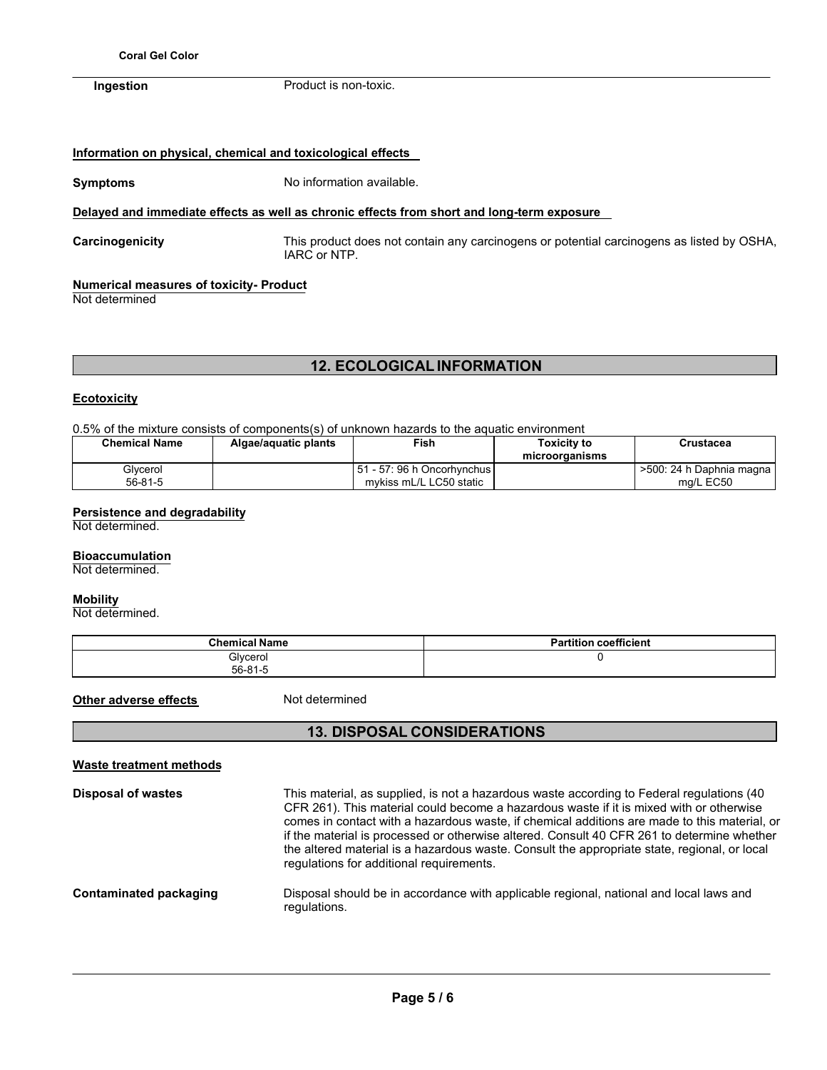**Ingestion** Product is non-toxic.

**Information on physical, chemical and toxicological effects**

**Symptoms** No information available.

**Delayed and immediate effects as well as chronic effects from short and long-term exposure**

**Carcinogenicity** This product does not contain any carcinogens or potential carcinogens as listed by OSHA, IARC or NTP.

**Numerical measures of toxicity- Product**

Not determined

## 12. ECOLOGICAL INFORMATION

**Ecotoxicity**

0.5% of the mixture consists of components(s) of unknown hazards to the aquatic environment

| Chemical Name | Algae/aquatic plants | Fish | Toxicity to microorganisms | Crustacea |
|---|---|---|---|---|
| Glycerol<br>56-81-5 | | 51 - 57: 96 h Oncorhynchus mykiss mL/L LC50 static | | >500: 24 h Daphnia magna mg/L EC50 |

**Persistence and degradability**

Not determined.

**Bioaccumulation**

Not determined.

**Mobility**

Not determined.

| Chemical Name | Partition coefficient |
|---|---|
| Glycerol<br>56-81-5 | 0 |

**Other adverse effects** Not determined

## 13. DISPOSAL CONSIDERATIONS

**Waste treatment methods**

**Disposal of wastes** This material, as supplied, is not a hazardous waste according to Federal regulations (40 CFR 261). This material could become a hazardous waste if it is mixed with or otherwise comes in contact with a hazardous waste, if chemical additions are made to this material, or if the material is processed or otherwise altered. Consult 40 CFR 261 to determine whether the altered material is a hazardous waste. Consult the appropriate state, regional, or local regulations for additional requirements.

**Contaminated packaging** Disposal should be in accordance with applicable regional, national and local laws and regulations.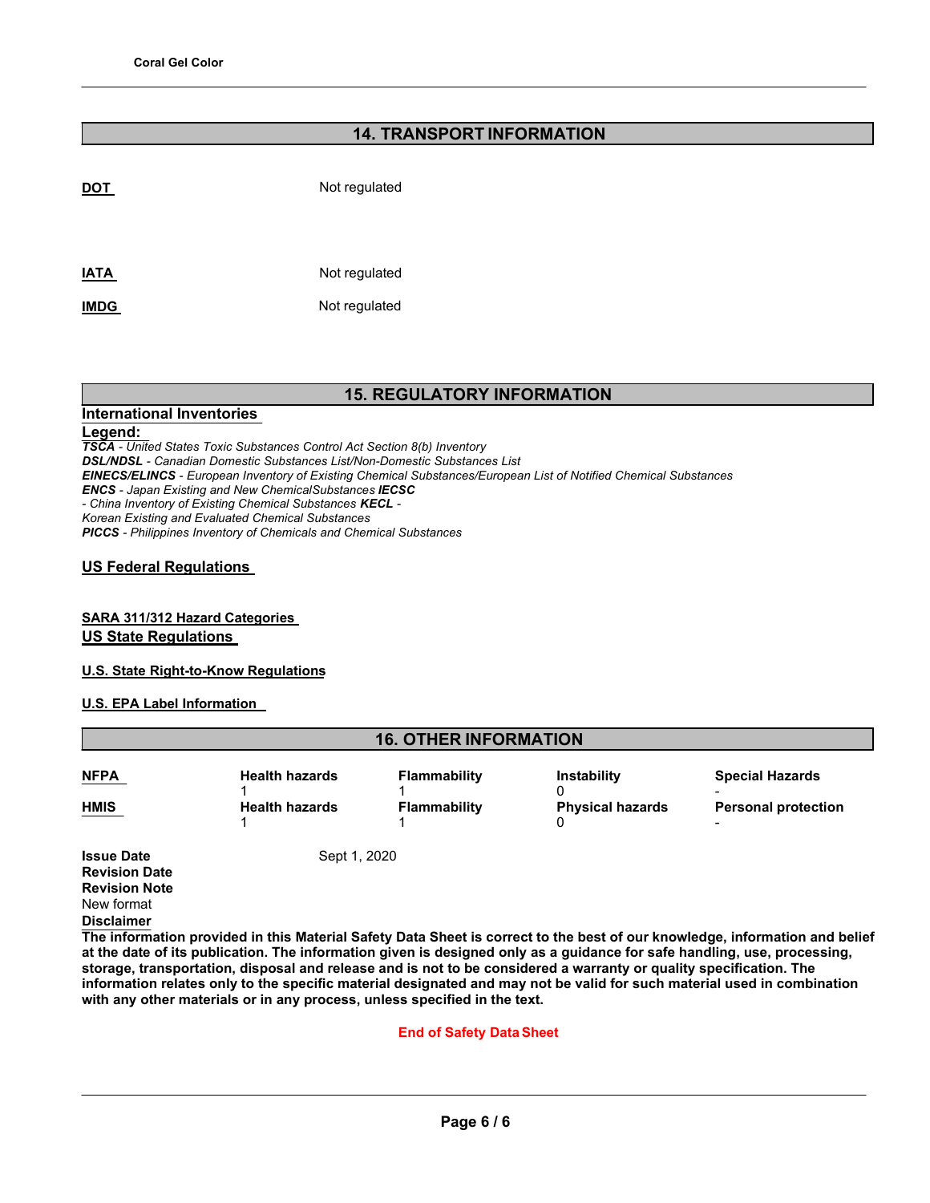## 14. TRANSPORT INFORMATION

**DOT** Not regulated

**IATA** Not regulated

**IMDG** Not regulated

## 15. REGULATORY INFORMATION

**International Inventories**

**Legend:**

***TSCA*** *- United States Toxic Substances Control Act Section 8(b) Inventory*
***DSL/NDSL*** *- Canadian Domestic Substances List/Non-Domestic Substances List*
***EINECS/ELINCS*** *- European Inventory of Existing Chemical Substances/European List of Notified Chemical Substances*
***ENCS*** *- Japan Existing and New ChemicalSubstances* ***IECSC***
*- China Inventory of Existing Chemical Substances* ***KECL*** *-*
*Korean Existing and Evaluated Chemical Substances*
***PICCS*** *- Philippines Inventory of Chemicals and Chemical Substances*

**US Federal Regulations**

**SARA 311/312 Hazard Categories**

**US State Regulations**

**U.S. State Right-to-Know Regulations**

**U.S. EPA Label Information**

## 16. OTHER INFORMATION

| | | | | |
|---|---|---|---|---|
| **NFPA** | **Health hazards** 1 | **Flammability** 1 | **Instability** 0 | **Special Hazards** - |
| **HMIS** | **Health hazards** 1 | **Flammability** 1 | **Physical hazards** 0 | **Personal protection** - |

**Issue Date** Sept 1, 2020
**Revision Date**
**Revision Note**
New format

**Disclaimer**

**The information provided in this Material Safety Data Sheet is correct to the best of our knowledge, information and belief at the date of its publication. The information given is designed only as a guidance for safe handling, use, processing, storage, transportation, disposal and release and is not to be considered a warranty or quality specification. The information relates only to the specific material designated and may not be valid for such material used in combination with any other materials or in any process, unless specified in the text.**

**End of Safety Data Sheet**